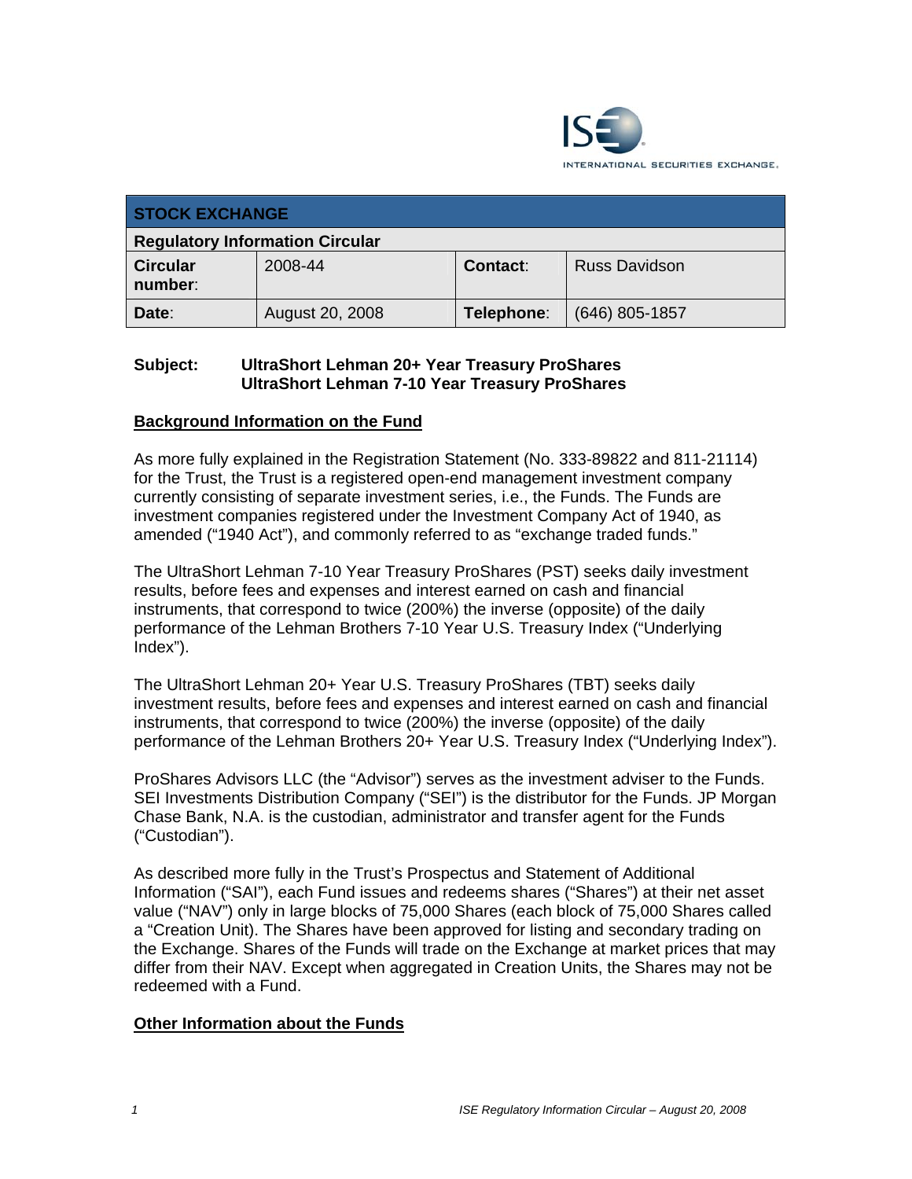| STOCK EXCHANGE | | | |
|---|---|---|---|
| **Regulatory Information Circular** | | | |
| **Circular number:** | 2008-44 | **Contact:** | Russ Davidson |
| **Date:** | August 20, 2008 | **Telephone:** | (646) 805-1857 |

**Subject:** **UltraShort Lehman 20+ Year Treasury ProShares**
**UltraShort Lehman 7-10 Year Treasury ProShares**

## Background Information on the Fund

As more fully explained in the Registration Statement (No. 333-89822 and 811-21114) for the Trust, the Trust is a registered open-end management investment company currently consisting of separate investment series, i.e., the Funds. The Funds are investment companies registered under the Investment Company Act of 1940, as amended ("1940 Act"), and commonly referred to as "exchange traded funds."

The UltraShort Lehman 7-10 Year Treasury ProShares (PST) seeks daily investment results, before fees and expenses and interest earned on cash and financial instruments, that correspond to twice (200%) the inverse (opposite) of the daily performance of the Lehman Brothers 7-10 Year U.S. Treasury Index ("Underlying Index").

The UltraShort Lehman 20+ Year U.S. Treasury ProShares (TBT) seeks daily investment results, before fees and expenses and interest earned on cash and financial instruments, that correspond to twice (200%) the inverse (opposite) of the daily performance of the Lehman Brothers 20+ Year U.S. Treasury Index ("Underlying Index").

ProShares Advisors LLC (the "Advisor") serves as the investment adviser to the Funds. SEI Investments Distribution Company ("SEI") is the distributor for the Funds. JP Morgan Chase Bank, N.A. is the custodian, administrator and transfer agent for the Funds ("Custodian").

As described more fully in the Trust's Prospectus and Statement of Additional Information ("SAI"), each Fund issues and redeems shares ("Shares") at their net asset value ("NAV") only in large blocks of 75,000 Shares (each block of 75,000 Shares called a "Creation Unit). The Shares have been approved for listing and secondary trading on the Exchange. Shares of the Funds will trade on the Exchange at market prices that may differ from their NAV. Except when aggregated in Creation Units, the Shares may not be redeemed with a Fund.

## Other Information about the Funds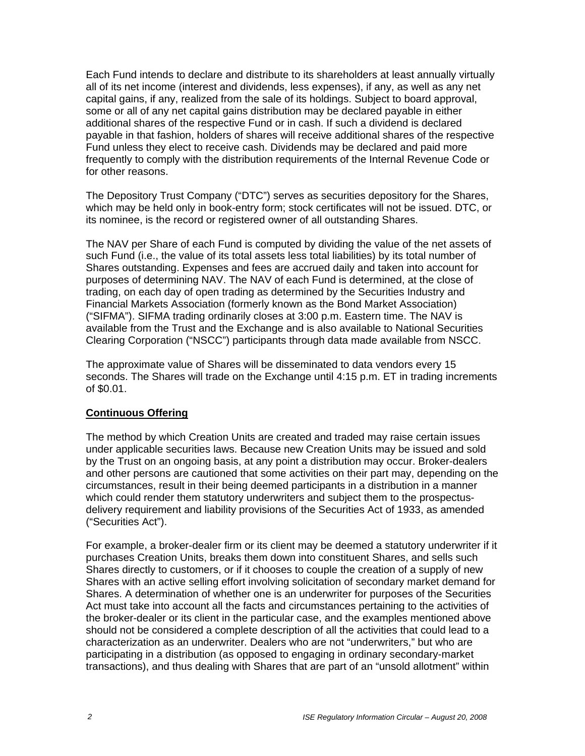Each Fund intends to declare and distribute to its shareholders at least annually virtually all of its net income (interest and dividends, less expenses), if any, as well as any net capital gains, if any, realized from the sale of its holdings. Subject to board approval, some or all of any net capital gains distribution may be declared payable in either additional shares of the respective Fund or in cash. If such a dividend is declared payable in that fashion, holders of shares will receive additional shares of the respective Fund unless they elect to receive cash. Dividends may be declared and paid more frequently to comply with the distribution requirements of the Internal Revenue Code or for other reasons.

The Depository Trust Company ("DTC") serves as securities depository for the Shares, which may be held only in book-entry form; stock certificates will not be issued. DTC, or its nominee, is the record or registered owner of all outstanding Shares.

The NAV per Share of each Fund is computed by dividing the value of the net assets of such Fund (i.e., the value of its total assets less total liabilities) by its total number of Shares outstanding. Expenses and fees are accrued daily and taken into account for purposes of determining NAV. The NAV of each Fund is determined, at the close of trading, on each day of open trading as determined by the Securities Industry and Financial Markets Association (formerly known as the Bond Market Association) ("SIFMA"). SIFMA trading ordinarily closes at 3:00 p.m. Eastern time. The NAV is available from the Trust and the Exchange and is also available to National Securities Clearing Corporation ("NSCC") participants through data made available from NSCC.

The approximate value of Shares will be disseminated to data vendors every 15 seconds. The Shares will trade on the Exchange until 4:15 p.m. ET in trading increments of $0.01.

**Continuous Offering**

The method by which Creation Units are created and traded may raise certain issues under applicable securities laws. Because new Creation Units may be issued and sold by the Trust on an ongoing basis, at any point a distribution may occur. Broker-dealers and other persons are cautioned that some activities on their part may, depending on the circumstances, result in their being deemed participants in a distribution in a manner which could render them statutory underwriters and subject them to the prospectus-delivery requirement and liability provisions of the Securities Act of 1933, as amended ("Securities Act").

For example, a broker-dealer firm or its client may be deemed a statutory underwriter if it purchases Creation Units, breaks them down into constituent Shares, and sells such Shares directly to customers, or if it chooses to couple the creation of a supply of new Shares with an active selling effort involving solicitation of secondary market demand for Shares. A determination of whether one is an underwriter for purposes of the Securities Act must take into account all the facts and circumstances pertaining to the activities of the broker-dealer or its client in the particular case, and the examples mentioned above should not be considered a complete description of all the activities that could lead to a characterization as an underwriter. Dealers who are not "underwriters," but who are participating in a distribution (as opposed to engaging in ordinary secondary-market transactions), and thus dealing with Shares that are part of an "unsold allotment" within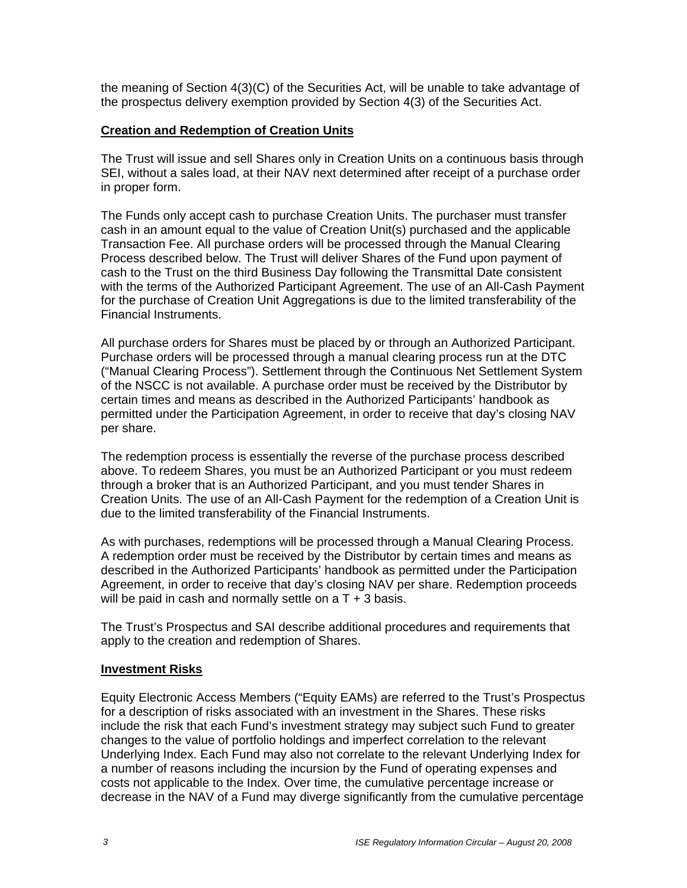the meaning of Section 4(3)(C) of the Securities Act, will be unable to take advantage of the prospectus delivery exemption provided by Section 4(3) of the Securities Act.

**Creation and Redemption of Creation Units**

The Trust will issue and sell Shares only in Creation Units on a continuous basis through SEI, without a sales load, at their NAV next determined after receipt of a purchase order in proper form.

The Funds only accept cash to purchase Creation Units. The purchaser must transfer cash in an amount equal to the value of Creation Unit(s) purchased and the applicable Transaction Fee. All purchase orders will be processed through the Manual Clearing Process described below. The Trust will deliver Shares of the Fund upon payment of cash to the Trust on the third Business Day following the Transmittal Date consistent with the terms of the Authorized Participant Agreement. The use of an All-Cash Payment for the purchase of Creation Unit Aggregations is due to the limited transferability of the Financial Instruments.

All purchase orders for Shares must be placed by or through an Authorized Participant. Purchase orders will be processed through a manual clearing process run at the DTC ("Manual Clearing Process"). Settlement through the Continuous Net Settlement System of the NSCC is not available. A purchase order must be received by the Distributor by certain times and means as described in the Authorized Participants' handbook as permitted under the Participation Agreement, in order to receive that day's closing NAV per share.

The redemption process is essentially the reverse of the purchase process described above. To redeem Shares, you must be an Authorized Participant or you must redeem through a broker that is an Authorized Participant, and you must tender Shares in Creation Units. The use of an All-Cash Payment for the redemption of a Creation Unit is due to the limited transferability of the Financial Instruments.

As with purchases, redemptions will be processed through a Manual Clearing Process. A redemption order must be received by the Distributor by certain times and means as described in the Authorized Participants' handbook as permitted under the Participation Agreement, in order to receive that day's closing NAV per share. Redemption proceeds will be paid in cash and normally settle on a T + 3 basis.

The Trust's Prospectus and SAI describe additional procedures and requirements that apply to the creation and redemption of Shares.

**Investment Risks**

Equity Electronic Access Members ("Equity EAMs) are referred to the Trust's Prospectus for a description of risks associated with an investment in the Shares. These risks include the risk that each Fund's investment strategy may subject such Fund to greater changes to the value of portfolio holdings and imperfect correlation to the relevant Underlying Index. Each Fund may also not correlate to the relevant Underlying Index for a number of reasons including the incursion by the Fund of operating expenses and costs not applicable to the Index. Over time, the cumulative percentage increase or decrease in the NAV of a Fund may diverge significantly from the cumulative percentage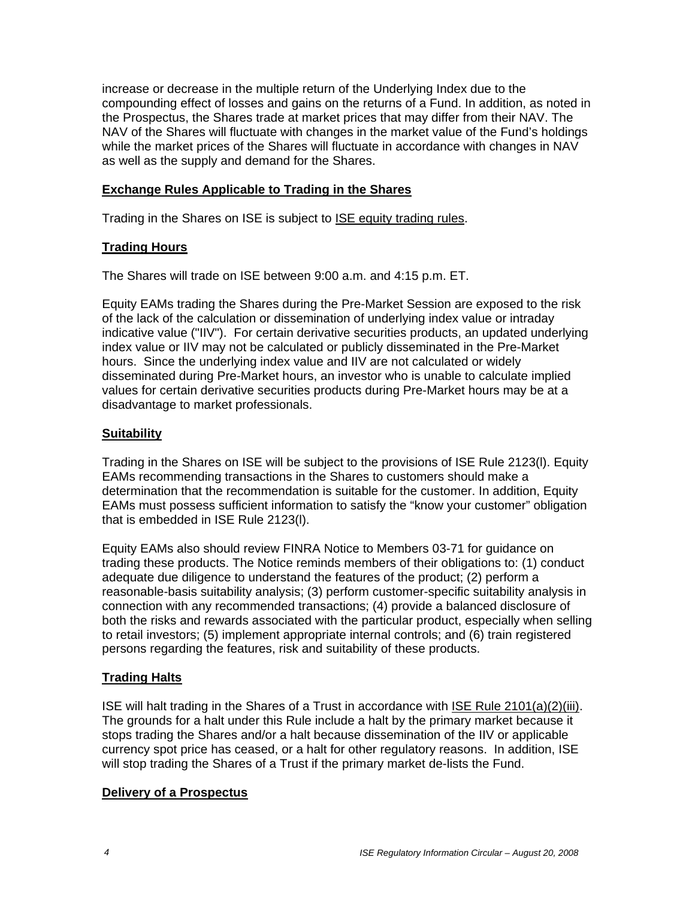increase or decrease in the multiple return of the Underlying Index due to the compounding effect of losses and gains on the returns of a Fund. In addition, as noted in the Prospectus, the Shares trade at market prices that may differ from their NAV. The NAV of the Shares will fluctuate with changes in the market value of the Fund's holdings while the market prices of the Shares will fluctuate in accordance with changes in NAV as well as the supply and demand for the Shares.

## Exchange Rules Applicable to Trading in the Shares

Trading in the Shares on ISE is subject to ISE equity trading rules.

## Trading Hours

The Shares will trade on ISE between 9:00 a.m. and 4:15 p.m. ET.

Equity EAMs trading the Shares during the Pre-Market Session are exposed to the risk of the lack of the calculation or dissemination of underlying index value or intraday indicative value ("IIV"). For certain derivative securities products, an updated underlying index value or IIV may not be calculated or publicly disseminated in the Pre-Market hours. Since the underlying index value and IIV are not calculated or widely disseminated during Pre-Market hours, an investor who is unable to calculate implied values for certain derivative securities products during Pre-Market hours may be at a disadvantage to market professionals.

## Suitability

Trading in the Shares on ISE will be subject to the provisions of ISE Rule 2123(l). Equity EAMs recommending transactions in the Shares to customers should make a determination that the recommendation is suitable for the customer. In addition, Equity EAMs must possess sufficient information to satisfy the "know your customer" obligation that is embedded in ISE Rule 2123(l).

Equity EAMs also should review FINRA Notice to Members 03-71 for guidance on trading these products. The Notice reminds members of their obligations to: (1) conduct adequate due diligence to understand the features of the product; (2) perform a reasonable-basis suitability analysis; (3) perform customer-specific suitability analysis in connection with any recommended transactions; (4) provide a balanced disclosure of both the risks and rewards associated with the particular product, especially when selling to retail investors; (5) implement appropriate internal controls; and (6) train registered persons regarding the features, risk and suitability of these products.

## Trading Halts

ISE will halt trading in the Shares of a Trust in accordance with ISE Rule 2101(a)(2)(iii). The grounds for a halt under this Rule include a halt by the primary market because it stops trading the Shares and/or a halt because dissemination of the IIV or applicable currency spot price has ceased, or a halt for other regulatory reasons. In addition, ISE will stop trading the Shares of a Trust if the primary market de-lists the Fund.

## Delivery of a Prospectus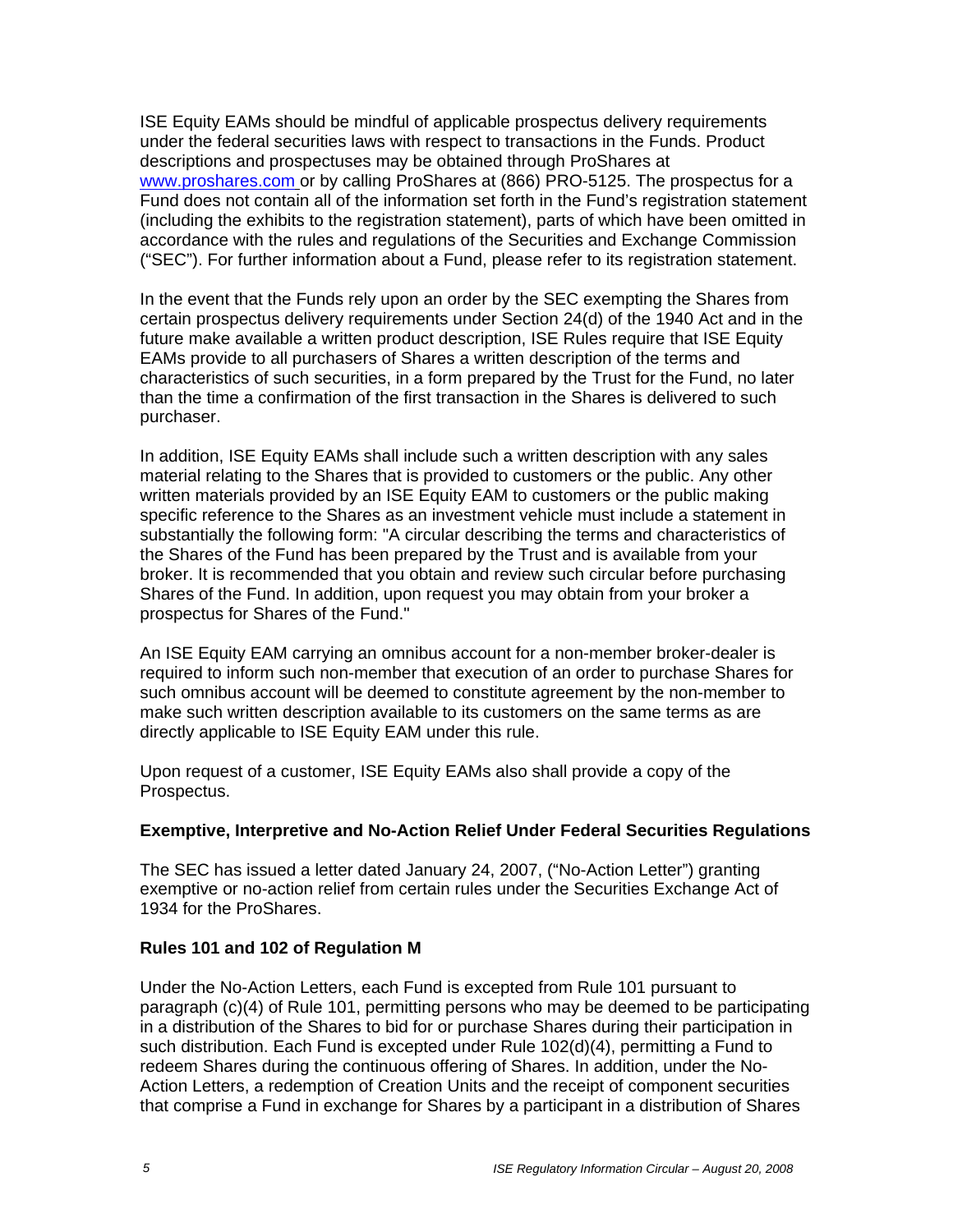ISE Equity EAMs should be mindful of applicable prospectus delivery requirements under the federal securities laws with respect to transactions in the Funds. Product descriptions and prospectuses may be obtained through ProShares at [www.proshares.com](http://www.proshares.com) or by calling ProShares at (866) PRO-5125. The prospectus for a Fund does not contain all of the information set forth in the Fund's registration statement (including the exhibits to the registration statement), parts of which have been omitted in accordance with the rules and regulations of the Securities and Exchange Commission ("SEC"). For further information about a Fund, please refer to its registration statement.

In the event that the Funds rely upon an order by the SEC exempting the Shares from certain prospectus delivery requirements under Section 24(d) of the 1940 Act and in the future make available a written product description, ISE Rules require that ISE Equity EAMs provide to all purchasers of Shares a written description of the terms and characteristics of such securities, in a form prepared by the Trust for the Fund, no later than the time a confirmation of the first transaction in the Shares is delivered to such purchaser.

In addition, ISE Equity EAMs shall include such a written description with any sales material relating to the Shares that is provided to customers or the public. Any other written materials provided by an ISE Equity EAM to customers or the public making specific reference to the Shares as an investment vehicle must include a statement in substantially the following form: "A circular describing the terms and characteristics of the Shares of the Fund has been prepared by the Trust and is available from your broker. It is recommended that you obtain and review such circular before purchasing Shares of the Fund. In addition, upon request you may obtain from your broker a prospectus for Shares of the Fund."

An ISE Equity EAM carrying an omnibus account for a non-member broker-dealer is required to inform such non-member that execution of an order to purchase Shares for such omnibus account will be deemed to constitute agreement by the non-member to make such written description available to its customers on the same terms as are directly applicable to ISE Equity EAM under this rule.

Upon request of a customer, ISE Equity EAMs also shall provide a copy of the Prospectus.

**Exemptive, Interpretive and No-Action Relief Under Federal Securities Regulations**

The SEC has issued a letter dated January 24, 2007, ("No-Action Letter") granting exemptive or no-action relief from certain rules under the Securities Exchange Act of 1934 for the ProShares.

**Rules 101 and 102 of Regulation M**

Under the No-Action Letters, each Fund is excepted from Rule 101 pursuant to paragraph (c)(4) of Rule 101, permitting persons who may be deemed to be participating in a distribution of the Shares to bid for or purchase Shares during their participation in such distribution. Each Fund is excepted under Rule 102(d)(4), permitting a Fund to redeem Shares during the continuous offering of Shares. In addition, under the No-Action Letters, a redemption of Creation Units and the receipt of component securities that comprise a Fund in exchange for Shares by a participant in a distribution of Shares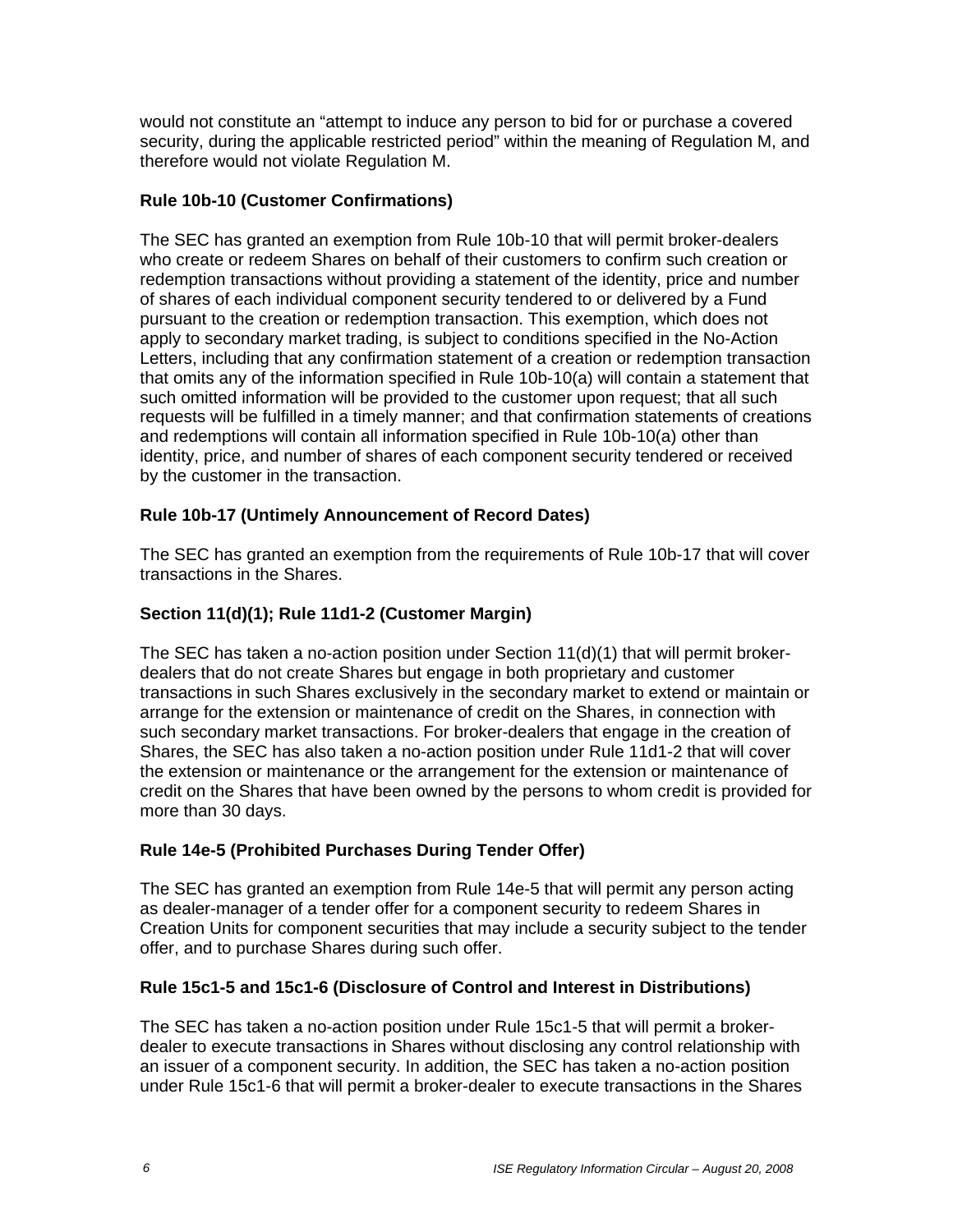would not constitute an "attempt to induce any person to bid for or purchase a covered security, during the applicable restricted period" within the meaning of Regulation M, and therefore would not violate Regulation M.

**Rule 10b-10 (Customer Confirmations)**

The SEC has granted an exemption from Rule 10b-10 that will permit broker-dealers who create or redeem Shares on behalf of their customers to confirm such creation or redemption transactions without providing a statement of the identity, price and number of shares of each individual component security tendered to or delivered by a Fund pursuant to the creation or redemption transaction. This exemption, which does not apply to secondary market trading, is subject to conditions specified in the No-Action Letters, including that any confirmation statement of a creation or redemption transaction that omits any of the information specified in Rule 10b-10(a) will contain a statement that such omitted information will be provided to the customer upon request; that all such requests will be fulfilled in a timely manner; and that confirmation statements of creations and redemptions will contain all information specified in Rule 10b-10(a) other than identity, price, and number of shares of each component security tendered or received by the customer in the transaction.

**Rule 10b-17 (Untimely Announcement of Record Dates)**

The SEC has granted an exemption from the requirements of Rule 10b-17 that will cover transactions in the Shares.

**Section 11(d)(1); Rule 11d1-2 (Customer Margin)**

The SEC has taken a no-action position under Section 11(d)(1) that will permit broker-dealers that do not create Shares but engage in both proprietary and customer transactions in such Shares exclusively in the secondary market to extend or maintain or arrange for the extension or maintenance of credit on the Shares, in connection with such secondary market transactions. For broker-dealers that engage in the creation of Shares, the SEC has also taken a no-action position under Rule 11d1-2 that will cover the extension or maintenance or the arrangement for the extension or maintenance of credit on the Shares that have been owned by the persons to whom credit is provided for more than 30 days.

**Rule 14e-5 (Prohibited Purchases During Tender Offer)**

The SEC has granted an exemption from Rule 14e-5 that will permit any person acting as dealer-manager of a tender offer for a component security to redeem Shares in Creation Units for component securities that may include a security subject to the tender offer, and to purchase Shares during such offer.

**Rule 15c1-5 and 15c1-6 (Disclosure of Control and Interest in Distributions)**

The SEC has taken a no-action position under Rule 15c1-5 that will permit a broker-dealer to execute transactions in Shares without disclosing any control relationship with an issuer of a component security. In addition, the SEC has taken a no-action position under Rule 15c1-6 that will permit a broker-dealer to execute transactions in the Shares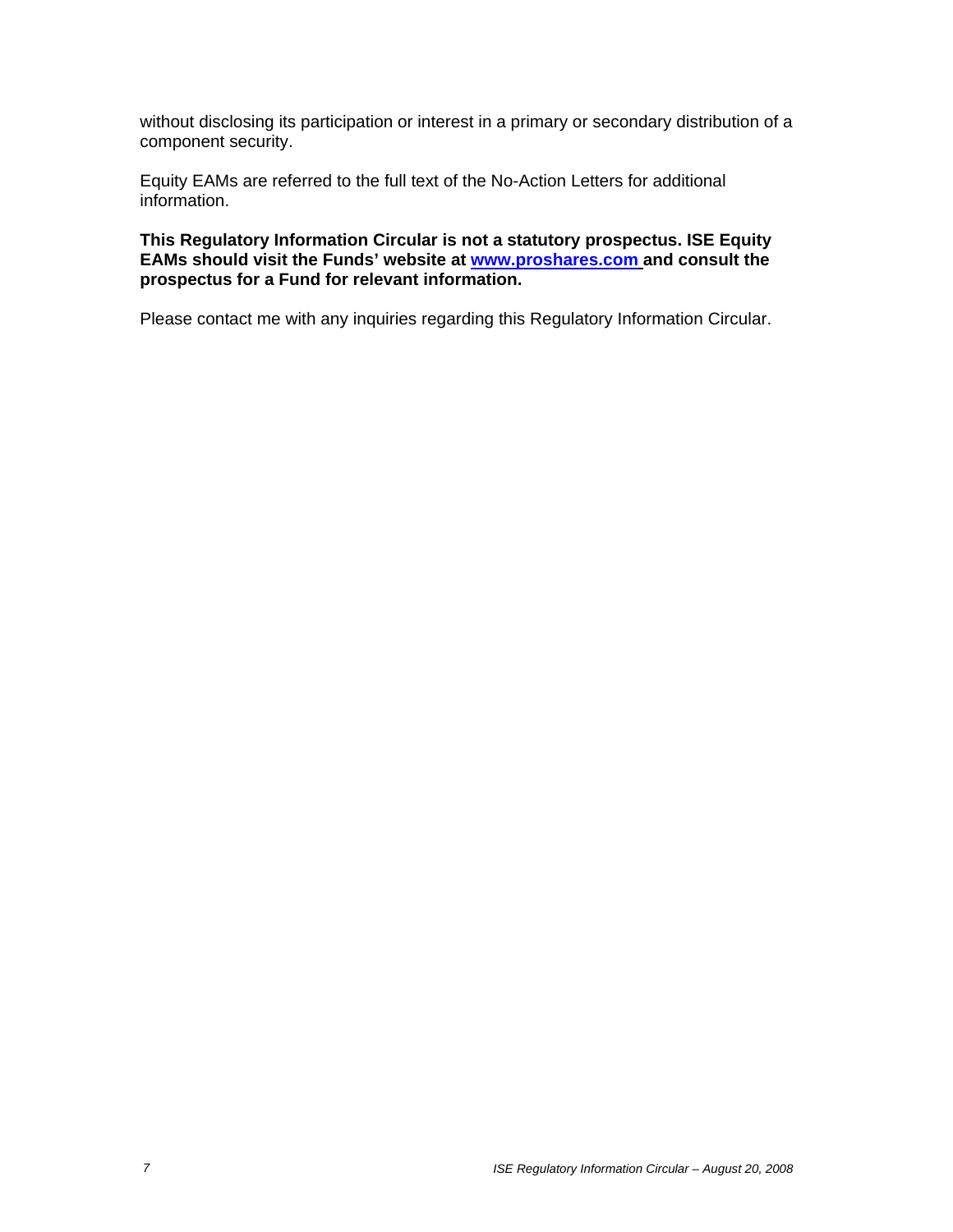without disclosing its participation or interest in a primary or secondary distribution of a component security.

Equity EAMs are referred to the full text of the No-Action Letters for additional information.

**This Regulatory Information Circular is not a statutory prospectus. ISE Equity EAMs should visit the Funds' website at [www.proshares.com](http://www.proshares.com) and consult the prospectus for a Fund for relevant information.**

Please contact me with any inquiries regarding this Regulatory Information Circular.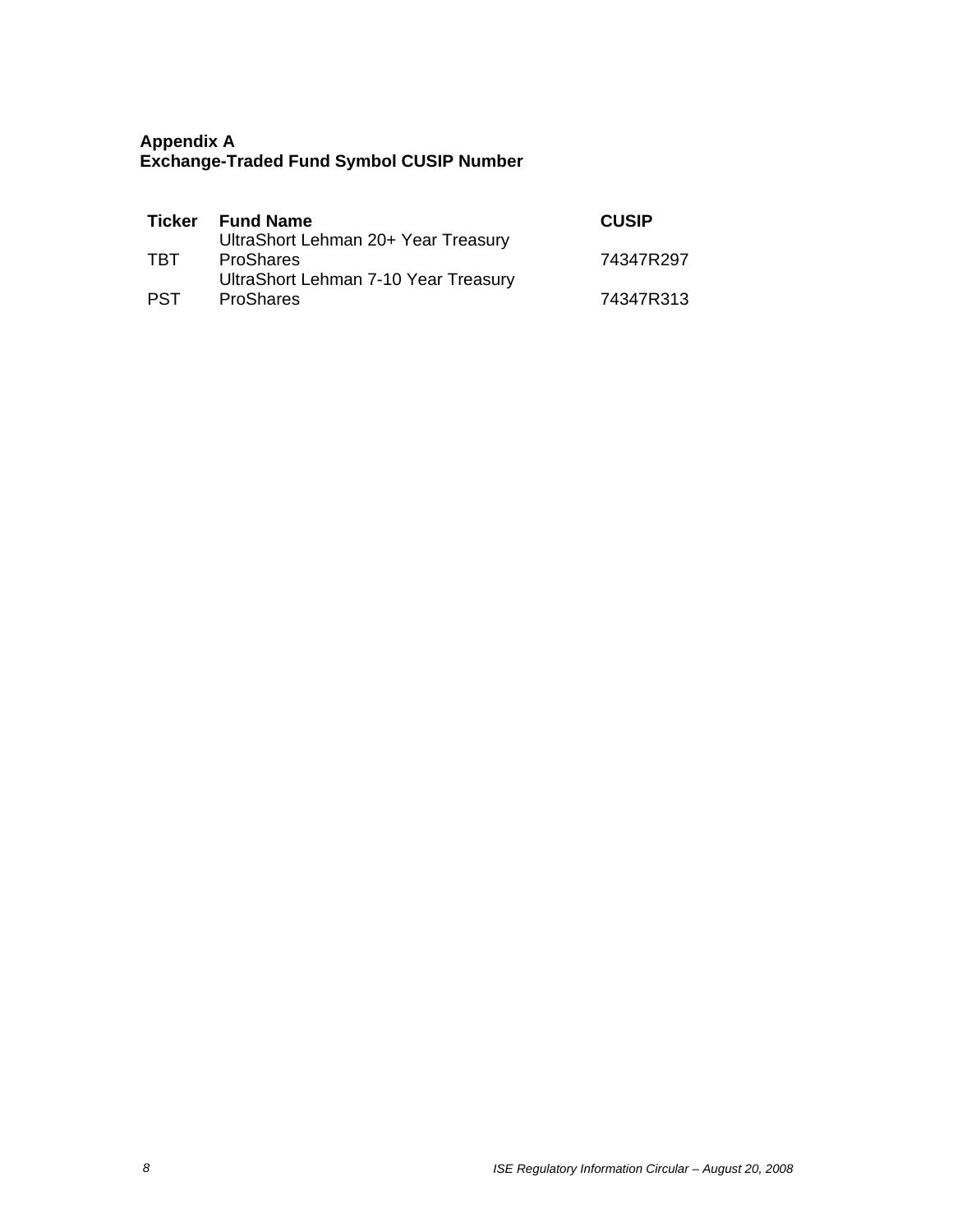**Appendix A**
**Exchange-Traded Fund Symbol CUSIP Number**

| Ticker | Fund Name | CUSIP |
|---|---|---|
| TBT | UltraShort Lehman 20+ Year Treasury ProShares | 74347R297 |
| PST | UltraShort Lehman 7-10 Year Treasury ProShares | 74347R313 |